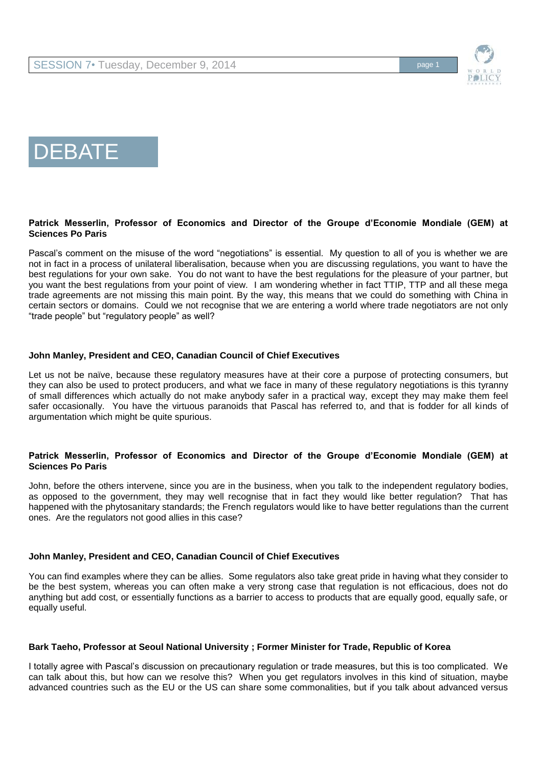# DEBATE

**Patrick Messerlin, Professor of Economics and Director of the Groupe d'Economie Mondiale (GEM) at Sciences Po Paris**

Pascal's comment on the misuse of the word "negotiations" is essential. My question to all of you is whether we are not in fact in a process of unilateral liberalisation, because when you are discussing regulations, you want to have the best regulations for your own sake. You do not want to have the best regulations for the pleasure of your partner, but you want the best regulations from your point of view. I am wondering whether in fact TTIP, TTP and all these mega trade agreements are not missing this main point. By the way, this means that we could do something with China in certain sectors or domains. Could we not recognise that we are entering a world where trade negotiators are not only "trade people" but "regulatory people" as well?

**John Manley, President and CEO, Canadian Council of Chief Executives**

Let us not be naïve, because these regulatory measures have at their core a purpose of protecting consumers, but they can also be used to protect producers, and what we face in many of these regulatory negotiations is this tyranny of small differences which actually do not make anybody safer in a practical way, except they may make them feel safer occasionally. You have the virtuous paranoids that Pascal has referred to, and that is fodder for all kinds of argumentation which might be quite spurious.

**Patrick Messerlin, Professor of Economics and Director of the Groupe d'Economie Mondiale (GEM) at Sciences Po Paris**

John, before the others intervene, since you are in the business, when you talk to the independent regulatory bodies, as opposed to the government, they may well recognise that in fact they would like better regulation? That has happened with the phytosanitary standards; the French regulators would like to have better regulations than the current ones. Are the regulators not good allies in this case?

**John Manley, President and CEO, Canadian Council of Chief Executives**

You can find examples where they can be allies. Some regulators also take great pride in having what they consider to be the best system, whereas you can often make a very strong case that regulation is not efficacious, does not do anything but add cost, or essentially functions as a barrier to access to products that are equally good, equally safe, or equally useful.

**Bark Taeho, Professor at Seoul National University ; Former Minister for Trade, Republic of Korea**

I totally agree with Pascal's discussion on precautionary regulation or trade measures, but this is too complicated. We can talk about this, but how can we resolve this? When you get regulators involves in this kind of situation, maybe advanced countries such as the EU or the US can share some commonalities, but if you talk about advanced versus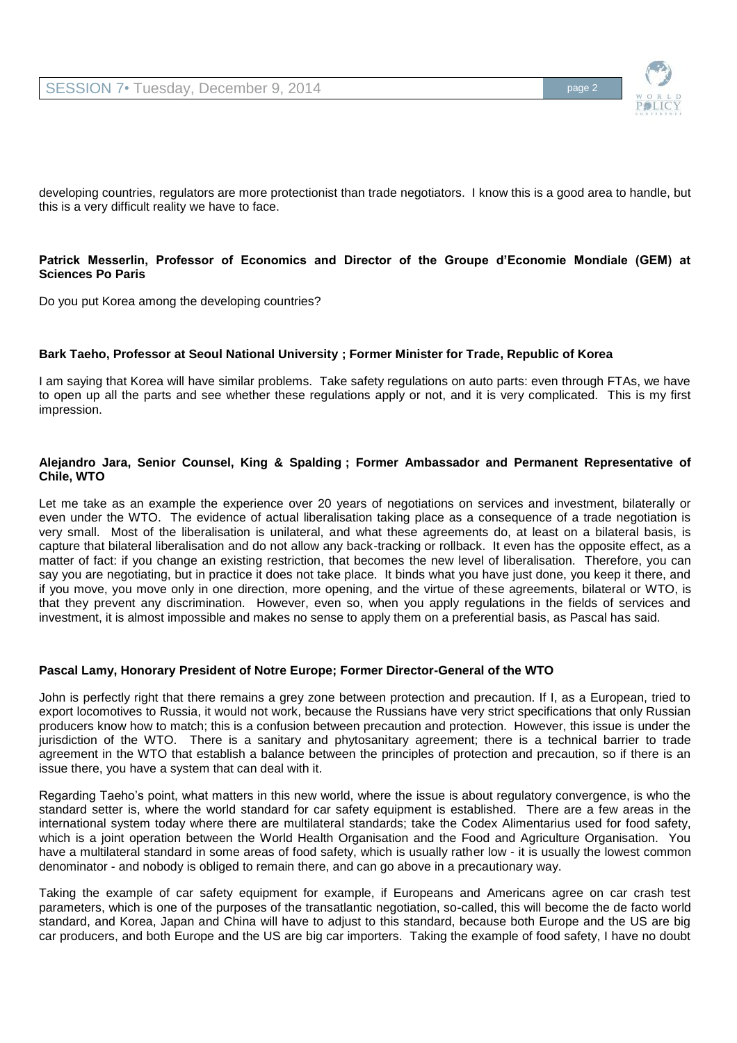developing countries, regulators are more protectionist than trade negotiators. I know this is a good area to handle, but this is a very difficult reality we have to face.

**Patrick Messerlin, Professor of Economics and Director of the Groupe d'Economie Mondiale (GEM) at Sciences Po Paris**

Do you put Korea among the developing countries?

**Bark Taeho, Professor at Seoul National University ; Former Minister for Trade, Republic of Korea**

I am saying that Korea will have similar problems. Take safety regulations on auto parts: even through FTAs, we have to open up all the parts and see whether these regulations apply or not, and it is very complicated. This is my first impression.

**Alejandro Jara, Senior Counsel, King & Spalding ; Former Ambassador and Permanent Representative of Chile, WTO**

Let me take as an example the experience over 20 years of negotiations on services and investment, bilaterally or even under the WTO. The evidence of actual liberalisation taking place as a consequence of a trade negotiation is very small. Most of the liberalisation is unilateral, and what these agreements do, at least on a bilateral basis, is capture that bilateral liberalisation and do not allow any back-tracking or rollback. It even has the opposite effect, as a matter of fact: if you change an existing restriction, that becomes the new level of liberalisation. Therefore, you can say you are negotiating, but in practice it does not take place. It binds what you have just done, you keep it there, and if you move, you move only in one direction, more opening, and the virtue of these agreements, bilateral or WTO, is that they prevent any discrimination. However, even so, when you apply regulations in the fields of services and investment, it is almost impossible and makes no sense to apply them on a preferential basis, as Pascal has said.

**Pascal Lamy, Honorary President of Notre Europe; Former Director-General of the WTO**

John is perfectly right that there remains a grey zone between protection and precaution. If I, as a European, tried to export locomotives to Russia, it would not work, because the Russians have very strict specifications that only Russian producers know how to match; this is a confusion between precaution and protection. However, this issue is under the jurisdiction of the WTO. There is a sanitary and phytosanitary agreement; there is a technical barrier to trade agreement in the WTO that establish a balance between the principles of protection and precaution, so if there is an issue there, you have a system that can deal with it.

Regarding Taeho's point, what matters in this new world, where the issue is about regulatory convergence, is who the standard setter is, where the world standard for car safety equipment is established. There are a few areas in the international system today where there are multilateral standards; take the Codex Alimentarius used for food safety, which is a joint operation between the World Health Organisation and the Food and Agriculture Organisation. You have a multilateral standard in some areas of food safety, which is usually rather low - it is usually the lowest common denominator - and nobody is obliged to remain there, and can go above in a precautionary way.

Taking the example of car safety equipment for example, if Europeans and Americans agree on car crash test parameters, which is one of the purposes of the transatlantic negotiation, so-called, this will become the de facto world standard, and Korea, Japan and China will have to adjust to this standard, because both Europe and the US are big car producers, and both Europe and the US are big car importers. Taking the example of food safety, I have no doubt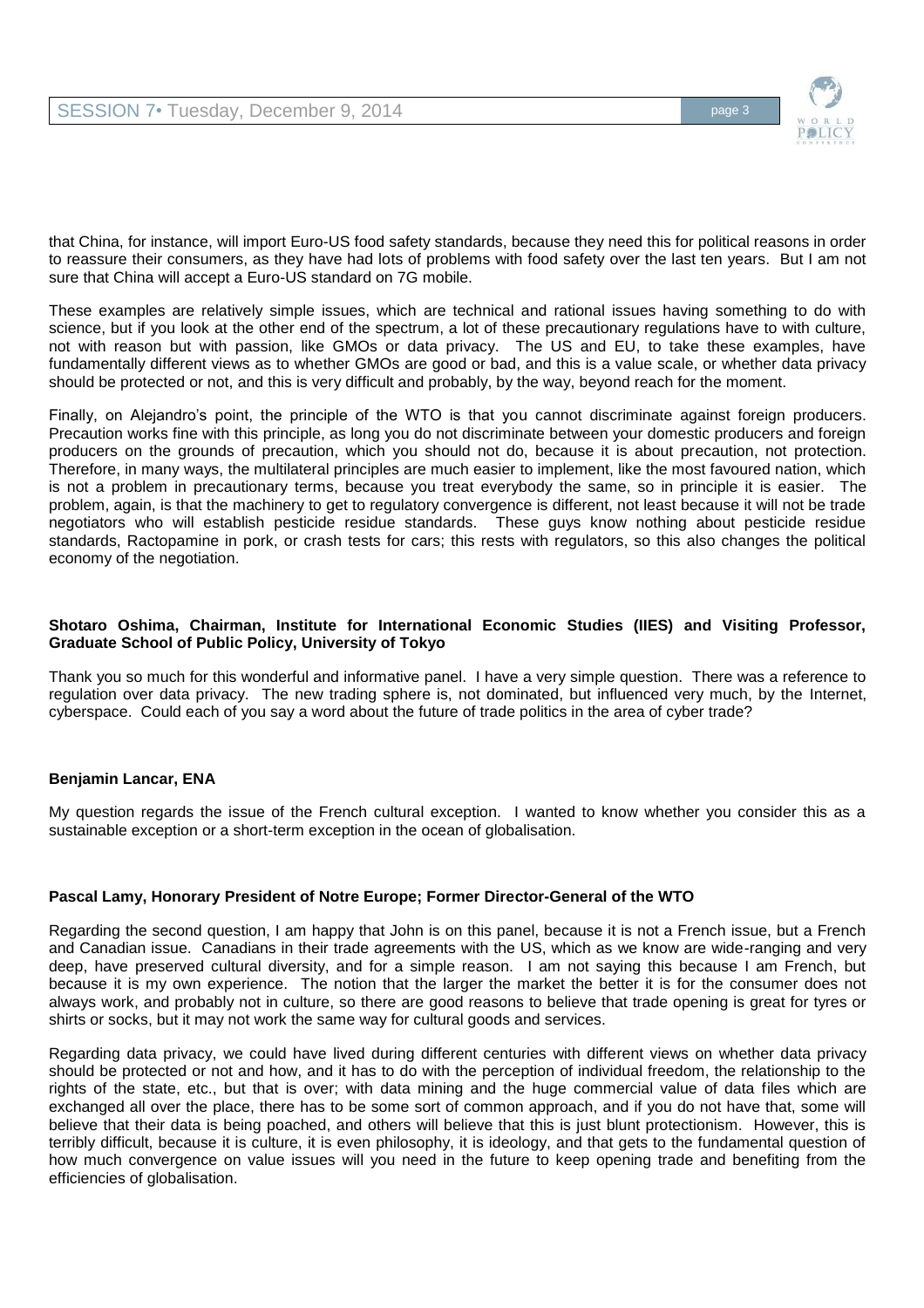that China, for instance, will import Euro-US food safety standards, because they need this for political reasons in order to reassure their consumers, as they have had lots of problems with food safety over the last ten years. But I am not sure that China will accept a Euro-US standard on 7G mobile.

These examples are relatively simple issues, which are technical and rational issues having something to do with science, but if you look at the other end of the spectrum, a lot of these precautionary regulations have to with culture, not with reason but with passion, like GMOs or data privacy. The US and EU, to take these examples, have fundamentally different views as to whether GMOs are good or bad, and this is a value scale, or whether data privacy should be protected or not, and this is very difficult and probably, by the way, beyond reach for the moment.

Finally, on Alejandro's point, the principle of the WTO is that you cannot discriminate against foreign producers. Precaution works fine with this principle, as long you do not discriminate between your domestic producers and foreign producers on the grounds of precaution, which you should not do, because it is about precaution, not protection. Therefore, in many ways, the multilateral principles are much easier to implement, like the most favoured nation, which is not a problem in precautionary terms, because you treat everybody the same, so in principle it is easier. The problem, again, is that the machinery to get to regulatory convergence is different, not least because it will not be trade negotiators who will establish pesticide residue standards. These guys know nothing about pesticide residue standards, Ractopamine in pork, or crash tests for cars; this rests with regulators, so this also changes the political economy of the negotiation.

**Shotaro Oshima, Chairman, Institute for International Economic Studies (IIES) and Visiting Professor, Graduate School of Public Policy, University of Tokyo**

Thank you so much for this wonderful and informative panel. I have a very simple question. There was a reference to regulation over data privacy. The new trading sphere is, not dominated, but influenced very much, by the Internet, cyberspace. Could each of you say a word about the future of trade politics in the area of cyber trade?

**Benjamin Lancar, ENA**

My question regards the issue of the French cultural exception. I wanted to know whether you consider this as a sustainable exception or a short-term exception in the ocean of globalisation.

**Pascal Lamy, Honorary President of Notre Europe; Former Director-General of the WTO**

Regarding the second question, I am happy that John is on this panel, because it is not a French issue, but a French and Canadian issue. Canadians in their trade agreements with the US, which as we know are wide-ranging and very deep, have preserved cultural diversity, and for a simple reason. I am not saying this because I am French, but because it is my own experience. The notion that the larger the market the better it is for the consumer does not always work, and probably not in culture, so there are good reasons to believe that trade opening is great for tyres or shirts or socks, but it may not work the same way for cultural goods and services.

Regarding data privacy, we could have lived during different centuries with different views on whether data privacy should be protected or not and how, and it has to do with the perception of individual freedom, the relationship to the rights of the state, etc., but that is over; with data mining and the huge commercial value of data files which are exchanged all over the place, there has to be some sort of common approach, and if you do not have that, some will believe that their data is being poached, and others will believe that this is just blunt protectionism. However, this is terribly difficult, because it is culture, it is even philosophy, it is ideology, and that gets to the fundamental question of how much convergence on value issues will you need in the future to keep opening trade and benefiting from the efficiencies of globalisation.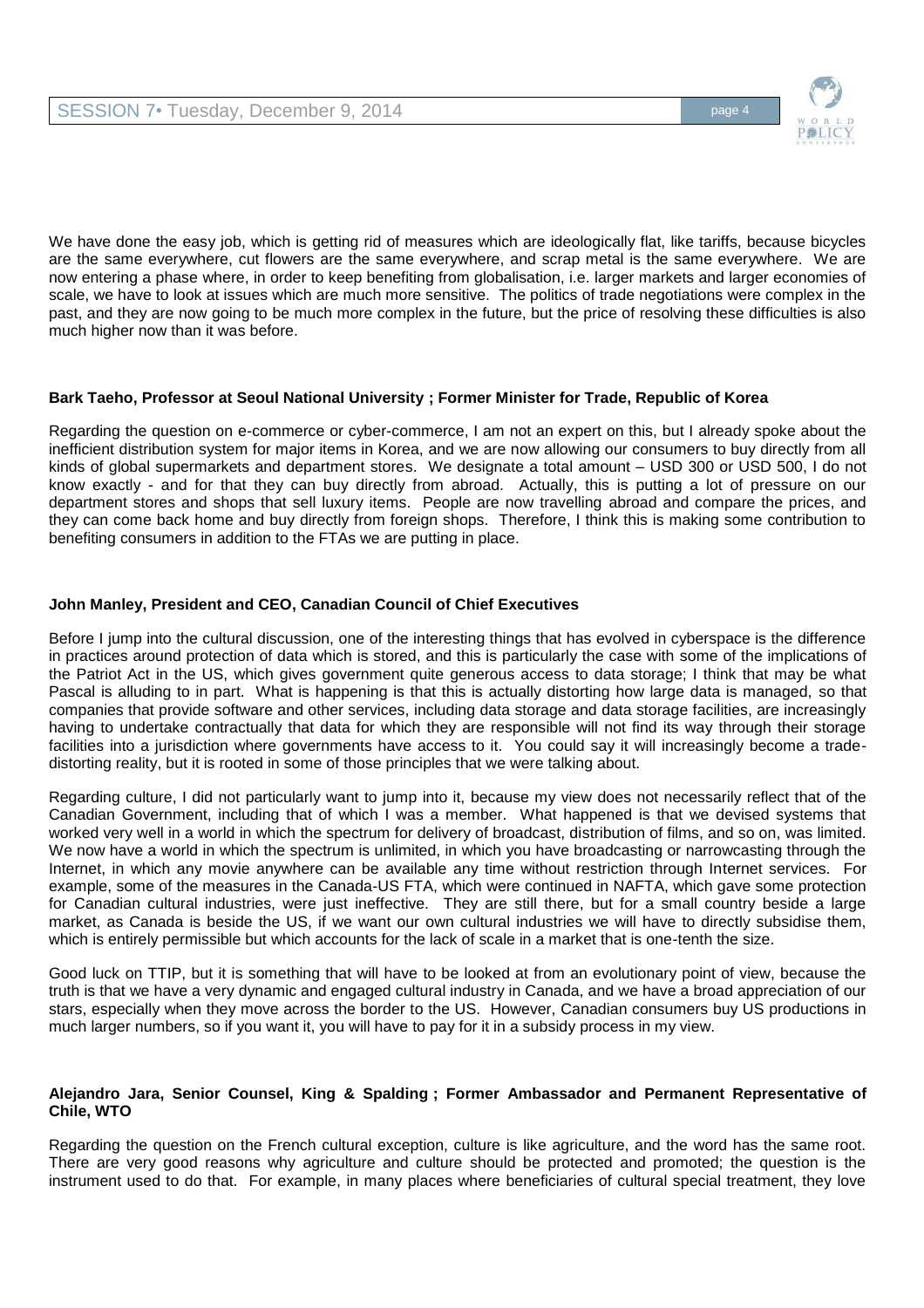We have done the easy job, which is getting rid of measures which are ideologically flat, like tariffs, because bicycles are the same everywhere, cut flowers are the same everywhere, and scrap metal is the same everywhere. We are now entering a phase where, in order to keep benefiting from globalisation, i.e. larger markets and larger economies of scale, we have to look at issues which are much more sensitive. The politics of trade negotiations were complex in the past, and they are now going to be much more complex in the future, but the price of resolving these difficulties is also much higher now than it was before.

**Bark Taeho, Professor at Seoul National University ; Former Minister for Trade, Republic of Korea**

Regarding the question on e-commerce or cyber-commerce, I am not an expert on this, but I already spoke about the inefficient distribution system for major items in Korea, and we are now allowing our consumers to buy directly from all kinds of global supermarkets and department stores. We designate a total amount – USD 300 or USD 500, I do not know exactly - and for that they can buy directly from abroad. Actually, this is putting a lot of pressure on our department stores and shops that sell luxury items. People are now travelling abroad and compare the prices, and they can come back home and buy directly from foreign shops. Therefore, I think this is making some contribution to benefiting consumers in addition to the FTAs we are putting in place.

**John Manley, President and CEO, Canadian Council of Chief Executives**

Before I jump into the cultural discussion, one of the interesting things that has evolved in cyberspace is the difference in practices around protection of data which is stored, and this is particularly the case with some of the implications of the Patriot Act in the US, which gives government quite generous access to data storage; I think that may be what Pascal is alluding to in part. What is happening is that this is actually distorting how large data is managed, so that companies that provide software and other services, including data storage and data storage facilities, are increasingly having to undertake contractually that data for which they are responsible will not find its way through their storage facilities into a jurisdiction where governments have access to it. You could say it will increasingly become a trade-distorting reality, but it is rooted in some of those principles that we were talking about.

Regarding culture, I did not particularly want to jump into it, because my view does not necessarily reflect that of the Canadian Government, including that of which I was a member. What happened is that we devised systems that worked very well in a world in which the spectrum for delivery of broadcast, distribution of films, and so on, was limited. We now have a world in which the spectrum is unlimited, in which you have broadcasting or narrowcasting through the Internet, in which any movie anywhere can be available any time without restriction through Internet services. For example, some of the measures in the Canada-US FTA, which were continued in NAFTA, which gave some protection for Canadian cultural industries, were just ineffective. They are still there, but for a small country beside a large market, as Canada is beside the US, if we want our own cultural industries we will have to directly subsidise them, which is entirely permissible but which accounts for the lack of scale in a market that is one-tenth the size.

Good luck on TTIP, but it is something that will have to be looked at from an evolutionary point of view, because the truth is that we have a very dynamic and engaged cultural industry in Canada, and we have a broad appreciation of our stars, especially when they move across the border to the US. However, Canadian consumers buy US productions in much larger numbers, so if you want it, you will have to pay for it in a subsidy process in my view.

**Alejandro Jara, Senior Counsel, King & Spalding ; Former Ambassador and Permanent Representative of Chile, WTO**

Regarding the question on the French cultural exception, culture is like agriculture, and the word has the same root. There are very good reasons why agriculture and culture should be protected and promoted; the question is the instrument used to do that. For example, in many places where beneficiaries of cultural special treatment, they love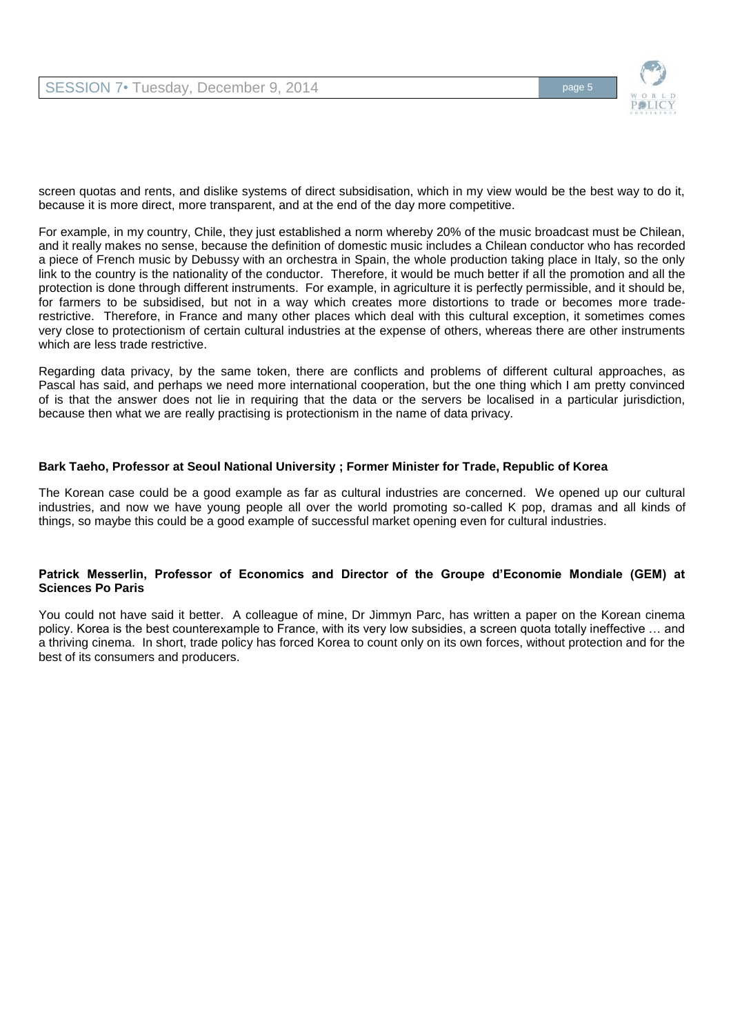screen quotas and rents, and dislike systems of direct subsidisation, which in my view would be the best way to do it, because it is more direct, more transparent, and at the end of the day more competitive.

For example, in my country, Chile, they just established a norm whereby 20% of the music broadcast must be Chilean, and it really makes no sense, because the definition of domestic music includes a Chilean conductor who has recorded a piece of French music by Debussy with an orchestra in Spain, the whole production taking place in Italy, so the only link to the country is the nationality of the conductor. Therefore, it would be much better if all the promotion and all the protection is done through different instruments. For example, in agriculture it is perfectly permissible, and it should be, for farmers to be subsidised, but not in a way which creates more distortions to trade or becomes more trade-restrictive. Therefore, in France and many other places which deal with this cultural exception, it sometimes comes very close to protectionism of certain cultural industries at the expense of others, whereas there are other instruments which are less trade restrictive.

Regarding data privacy, by the same token, there are conflicts and problems of different cultural approaches, as Pascal has said, and perhaps we need more international cooperation, but the one thing which I am pretty convinced of is that the answer does not lie in requiring that the data or the servers be localised in a particular jurisdiction, because then what we are really practising is protectionism in the name of data privacy.

**Bark Taeho, Professor at Seoul National University ; Former Minister for Trade, Republic of Korea**

The Korean case could be a good example as far as cultural industries are concerned. We opened up our cultural industries, and now we have young people all over the world promoting so-called K pop, dramas and all kinds of things, so maybe this could be a good example of successful market opening even for cultural industries.

**Patrick Messerlin, Professor of Economics and Director of the Groupe d'Economie Mondiale (GEM) at Sciences Po Paris**

You could not have said it better. A colleague of mine, Dr Jimmyn Parc, has written a paper on the Korean cinema policy. Korea is the best counterexample to France, with its very low subsidies, a screen quota totally ineffective … and a thriving cinema. In short, trade policy has forced Korea to count only on its own forces, without protection and for the best of its consumers and producers.